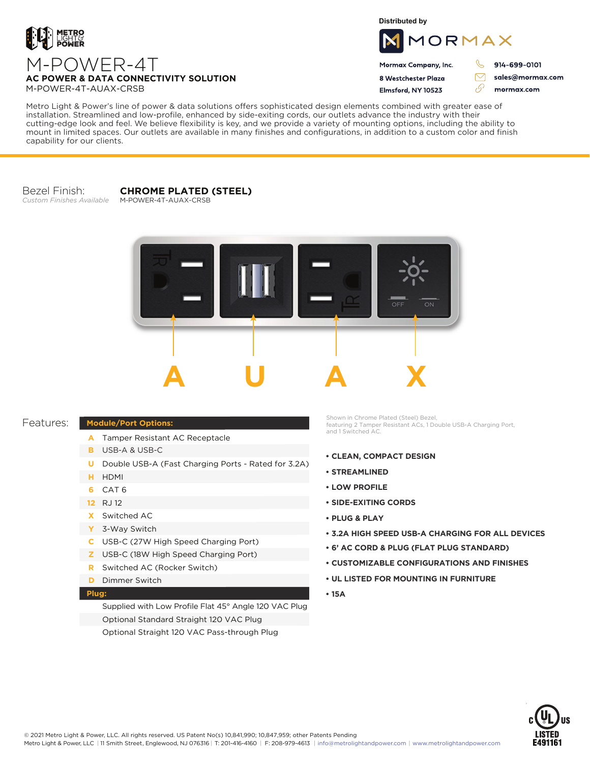METRO LIGHT & POWER

# M-POWER-4T

**AC POWER & DATA CONNECTIVITY SOLUTION**

M-POWER-4T-AUAX-CRSB

Distributed by

MORMAX

**Mormax Company, Inc.**
**8 Westchester Plaza**
**Elmsford, NY 10523**

**914-699-0101**
**sales@mormax.com**
**mormax.com**

Metro Light & Power's line of power & data solutions offers sophisticated design elements combined with greater ease of installation. Streamlined and low-profile, enhanced by side-exiting cords, our outlets advance the industry with their cutting-edge look and feel. We believe flexibility is key, and we provide a variety of mounting options, including the ability to mount in limited spaces. Our outlets are available in many finishes and configurations, in addition to a custom color and finish capability for our clients.

Bezel Finish: **CHROME PLATED (STEEL)**
*Custom Finishes Available*
M-POWER-4T-AUAX-CRSB

**A U A X**

## Features:

| **Module/Port Options:** | |
|---|---|
| A | Tamper Resistant AC Receptacle |
| B | USB-A & USB-C |
| U | Double USB-A (Fast Charging Ports - Rated for 3.2A) |
| H | HDMI |
| 6 | CAT 6 |
| 12 | RJ 12 |
| X | Switched AC |
| Y | 3-Way Switch |
| C | USB-C (27W High Speed Charging Port) |
| Z | USB-C (18W High Speed Charging Port) |
| R | Switched AC (Rocker Switch) |
| D | Dimmer Switch |
| **Plug:** | |
| | Supplied with Low Profile Flat 45° Angle 120 VAC Plug |
| | Optional Standard Straight 120 VAC Plug |
| | Optional Straight 120 VAC Pass-through Plug |

Shown in Chrome Plated (Steel) Bezel, featuring 2 Tamper Resistant ACs, 1 Double USB-A Charging Port, and 1 Switched AC.

- **CLEAN, COMPACT DESIGN**
- **STREAMLINED**
- **LOW PROFILE**
- **SIDE-EXITING CORDS**
- **PLUG & PLAY**
- **3.2A HIGH SPEED USB-A CHARGING FOR ALL DEVICES**
- **6' AC CORD & PLUG (FLAT PLUG STANDARD)**
- **CUSTOMIZABLE CONFIGURATIONS AND FINISHES**
- **UL LISTED FOR MOUNTING IN FURNITURE**
- **15A**

c UL US LISTED E491161

© 2021 Metro Light & Power, LLC. All rights reserved. US Patent No(s) 10,841,990; 10,847,959; other Patents Pending
Metro Light & Power, LLC | 11 Smith Street, Englewood, NJ 076316 | T: 201-416-4160 | F: 208-979-4613 | info@metrolightandpower.com | www.metrolightandpower.com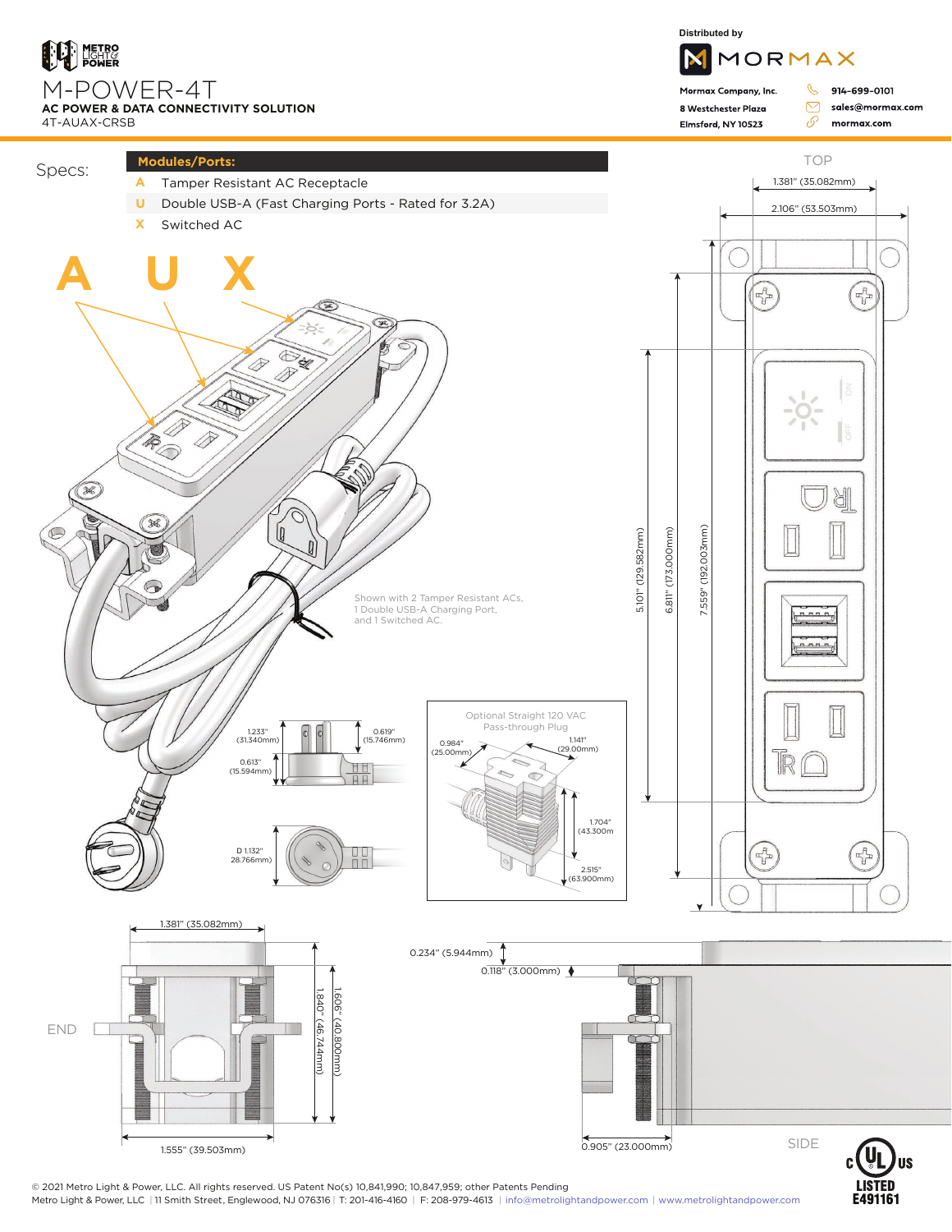METRO LIGHT & POWER

# M-POWER-4T

**AC POWER & DATA CONNECTIVITY SOLUTION**

4T-AUAX-CRSB

Distributed by

MORMAX

Mormax Company, Inc.
8 Westchester Plaza
Elmsford, NY 10523

914-699-0101
sales@mormax.com
mormax.com

Specs:

**Modules/Ports:**

- **A** Tamper Resistant AC Receptacle
- **U** Double USB-A (Fast Charging Ports - Rated for 3.2A)
- **X** Switched AC

A U X

Shown with 2 Tamper Resistant ACs, 1 Double USB-A Charging Port, and 1 Switched AC.

TOP

1.381" (35.082mm)
2.106" (53.503mm)
5.101" (129.582mm)
6.811" (173.000mm)
7.559" (192.003mm)

1.233" (31.340mm)
0.619" (15.746mm)
0.613" (15.594mm)
D 1.132" 28.766mm)

Optional Straight 120 VAC Pass-through Plug

0.984" (25.00mm)
1.141" (29.00mm)
1.704" (43.300m
2.515" (63.900mm)

END

1.381" (35.082mm)
1.840" (46.744mm)
1.606" (40.800mm)
1.555" (39.503mm)

0.234" (5.944mm)
0.118" (3.000mm)
0.905" (23.000mm)

SIDE

c UL us LISTED E491161

© 2021 Metro Light & Power, LLC. All rights reserved. US Patent No(s) 10,841,990; 10,847,959; other Patents Pending
Metro Light & Power, LLC | 11 Smith Street, Englewood, NJ 076316 | T: 201-416-4160 | F: 208-979-4613 | info@metrolightandpower.com | www.metrolightandpower.com